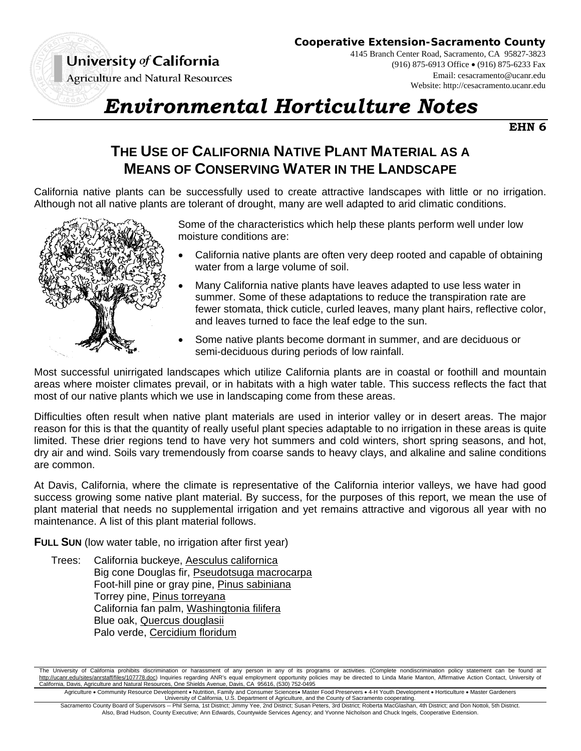University of California
Agriculture and Natural Resources

**Cooperative Extension-Sacramento County**
4145 Branch Center Road, Sacramento, CA 95827-3823
(916) 875-6913 Office • (916) 875-6233 Fax
Email: cesacramento@ucanr.edu
Website: http://cesacramento.ucanr.edu

# *Environmental Horticulture Notes*

**EHN 6**

## THE USE OF CALIFORNIA NATIVE PLANT MATERIAL AS A MEANS OF CONSERVING WATER IN THE LANDSCAPE

California native plants can be successfully used to create attractive landscapes with little or no irrigation. Although not all native plants are tolerant of drought, many are well adapted to arid climatic conditions.

Some of the characteristics which help these plants perform well under low moisture conditions are:

- California native plants are often very deep rooted and capable of obtaining water from a large volume of soil.
- Many California native plants have leaves adapted to use less water in summer. Some of these adaptations to reduce the transpiration rate are fewer stomata, thick cuticle, curled leaves, many plant hairs, reflective color, and leaves turned to face the leaf edge to the sun.
- Some native plants become dormant in summer, and are deciduous or semi-deciduous during periods of low rainfall.

Most successful unirrigated landscapes which utilize California plants are in coastal or foothill and mountain areas where moister climates prevail, or in habitats with a high water table. This success reflects the fact that most of our native plants which we use in landscaping come from these areas.

Difficulties often result when native plant materials are used in interior valley or in desert areas. The major reason for this is that the quantity of really useful plant species adaptable to no irrigation in these areas is quite limited. These drier regions tend to have very hot summers and cold winters, short spring seasons, and hot, dry air and wind. Soils vary tremendously from coarse sands to heavy clays, and alkaline and saline conditions are common.

At Davis, California, where the climate is representative of the California interior valleys, we have had good success growing some native plant material. By success, for the purposes of this report, we mean the use of plant material that needs no supplemental irrigation and yet remains attractive and vigorous all year with no maintenance. A list of this plant material follows.

**FULL SUN** (low water table, no irrigation after first year)

Trees:
- California buckeye, *Aesculus californica*
- Big cone Douglas fir, *Pseudotsuga macrocarpa*
- Foot-hill pine or gray pine, *Pinus sabiniana*
- Torrey pine, *Pinus torreyana*
- California fan palm, *Washingtonia filifera*
- Blue oak, *Quercus douglasii*
- Palo verde, *Cercidium floridum*

The University of California prohibits discrimination or harassment of any person in any of its programs or activities. (Complete nondiscrimination policy statement can be found at http://ucanr.edu/sites/anrstaff/files/107778.doc) Inquiries regarding ANR's equal employment opportunity policies may be directed to Linda Marie Manton, Affirmative Action Contact, University of California, Davis, Agriculture and Natural Resources, One Shields Avenue, Davis, CA 95616, (530) 752-0495

Agriculture • Community Resource Development • Nutrition, Family and Consumer Sciences• Master Food Preservers • 4-H Youth Development • Horticulture • Master Gardeners
University of California, U.S. Department of Agriculture, and the County of Sacramento cooperating.

Sacramento County Board of Supervisors -- Phil Serna, 1st District; Jimmy Yee, 2nd District; Susan Peters, 3rd District; Roberta MacGlashan, 4th District; and Don Nottoli, 5th District.
Also, Brad Hudson, County Executive; Ann Edwards, Countywide Services Agency; and Yvonne Nicholson and Chuck Ingels, Cooperative Extension.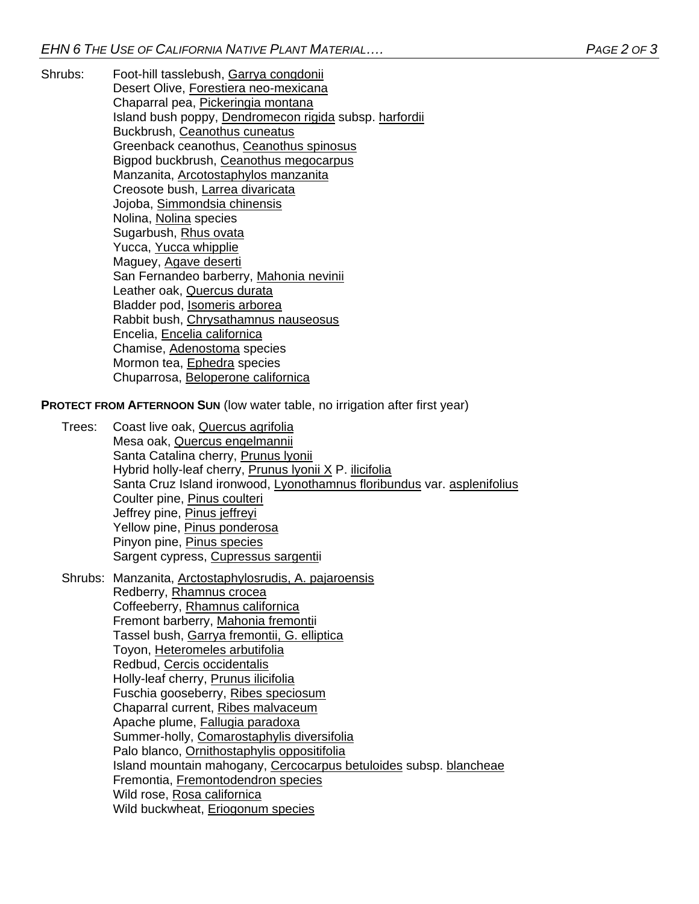Shrubs:
Foot-hill tasslebush, Garrya congdonii
Desert Olive, Forestiera neo-mexicana
Chaparral pea, Pickeringia montana
Island bush poppy, Dendromecon rigida subsp. harfordii
Buckbrush, Ceanothus cuneatus
Greenback ceanothus, Ceanothus spinosus
Bigpod buckbrush, Ceanothus megocarpus
Manzanita, Arcotostaphylos manzanita
Creosote bush, Larrea divaricata
Jojoba, Simmondsia chinensis
Nolina, Nolina species
Sugarbush, Rhus ovata
Yucca, Yucca whipplie
Maguey, Agave deserti
San Fernandeo barberry, Mahonia nevinii
Leather oak, Quercus durata
Bladder pod, Isomeris arborea
Rabbit bush, Chrysathamnus nauseosus
Encelia, Encelia californica
Chamise, Adenostoma species
Mormon tea, Ephedra species
Chuparrosa, Beloperone californica

**PROTECT FROM AFTERNOON SUN** (low water table, no irrigation after first year)

Trees:
Coast live oak, Quercus agrifolia
Mesa oak, Quercus engelmannii
Santa Catalina cherry, Prunus lyonii
Hybrid holly-leaf cherry, Prunus lyonii X P. ilicifolia
Santa Cruz Island ironwood, Lyonothamnus floribundus var. asplenifolius
Coulter pine, Pinus coulteri
Jeffrey pine, Pinus jeffreyi
Yellow pine, Pinus ponderosa
Pinyon pine, Pinus species
Sargent cypress, Cupressus sargentii

Shrubs:
Manzanita, Arctostaphylosrudis, A. pajaroensis
Redberry, Rhamnus crocea
Coffeeberry, Rhamnus californica
Fremont barberry, Mahonia fremontii
Tassel bush, Garrya fremontii, G. elliptica
Toyon, Heteromeles arbutifolia
Redbud, Cercis occidentalis
Holly-leaf cherry, Prunus ilicifolia
Fuschia gooseberry, Ribes speciosum
Chaparral current, Ribes malvaceum
Apache plume, Fallugia paradoxa
Summer-holly, Comarostaphylis diversifolia
Palo blanco, Ornithostaphylis oppositifolia
Island mountain mahogany, Cercocarpus betuloides subsp. blancheae
Fremontia, Fremontodendron species
Wild rose, Rosa californica
Wild buckwheat, Eriogonum species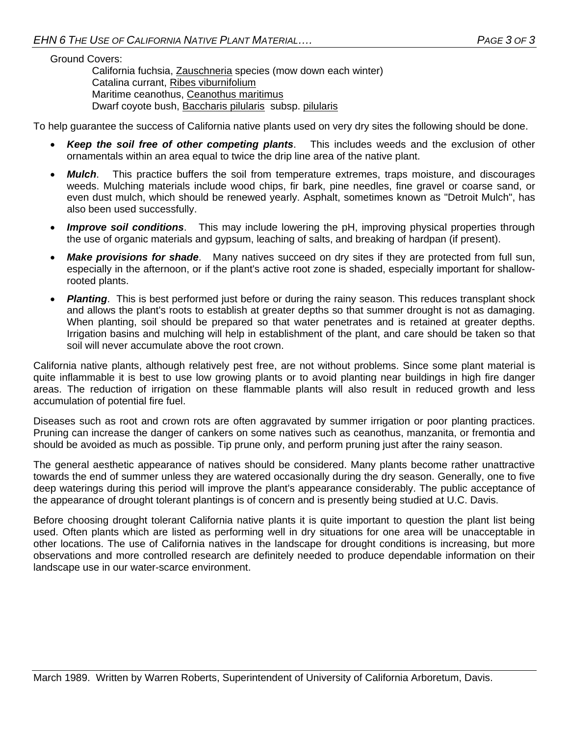Ground Covers:

California fuchsia, Zauschneria species (mow down each winter)
Catalina currant, Ribes viburnifolium
Maritime ceanothus, Ceanothus maritimus
Dwarf coyote bush, Baccharis pilularis subsp. pilularis

To help guarantee the success of California native plants used on very dry sites the following should be done.

- ***Keep the soil free of other competing plants***. This includes weeds and the exclusion of other ornamentals within an area equal to twice the drip line area of the native plant.
- ***Mulch***. This practice buffers the soil from temperature extremes, traps moisture, and discourages weeds. Mulching materials include wood chips, fir bark, pine needles, fine gravel or coarse sand, or even dust mulch, which should be renewed yearly. Asphalt, sometimes known as "Detroit Mulch", has also been used successfully.
- ***Improve soil conditions***. This may include lowering the pH, improving physical properties through the use of organic materials and gypsum, leaching of salts, and breaking of hardpan (if present).
- ***Make provisions for shade***. Many natives succeed on dry sites if they are protected from full sun, especially in the afternoon, or if the plant's active root zone is shaded, especially important for shallow-rooted plants.
- ***Planting***. This is best performed just before or during the rainy season. This reduces transplant shock and allows the plant's roots to establish at greater depths so that summer drought is not as damaging. When planting, soil should be prepared so that water penetrates and is retained at greater depths. Irrigation basins and mulching will help in establishment of the plant, and care should be taken so that soil will never accumulate above the root crown.

California native plants, although relatively pest free, are not without problems. Since some plant material is quite inflammable it is best to use low growing plants or to avoid planting near buildings in high fire danger areas. The reduction of irrigation on these flammable plants will also result in reduced growth and less accumulation of potential fire fuel.

Diseases such as root and crown rots are often aggravated by summer irrigation or poor planting practices. Pruning can increase the danger of cankers on some natives such as ceanothus, manzanita, or fremontia and should be avoided as much as possible. Tip prune only, and perform pruning just after the rainy season.

The general aesthetic appearance of natives should be considered. Many plants become rather unattractive towards the end of summer unless they are watered occasionally during the dry season. Generally, one to five deep waterings during this period will improve the plant's appearance considerably. The public acceptance of the appearance of drought tolerant plantings is of concern and is presently being studied at U.C. Davis.

Before choosing drought tolerant California native plants it is quite important to question the plant list being used. Often plants which are listed as performing well in dry situations for one area will be unacceptable in other locations. The use of California natives in the landscape for drought conditions is increasing, but more observations and more controlled research are definitely needed to produce dependable information on their landscape use in our water-scarce environment.

March 1989. Written by Warren Roberts, Superintendent of University of California Arboretum, Davis.